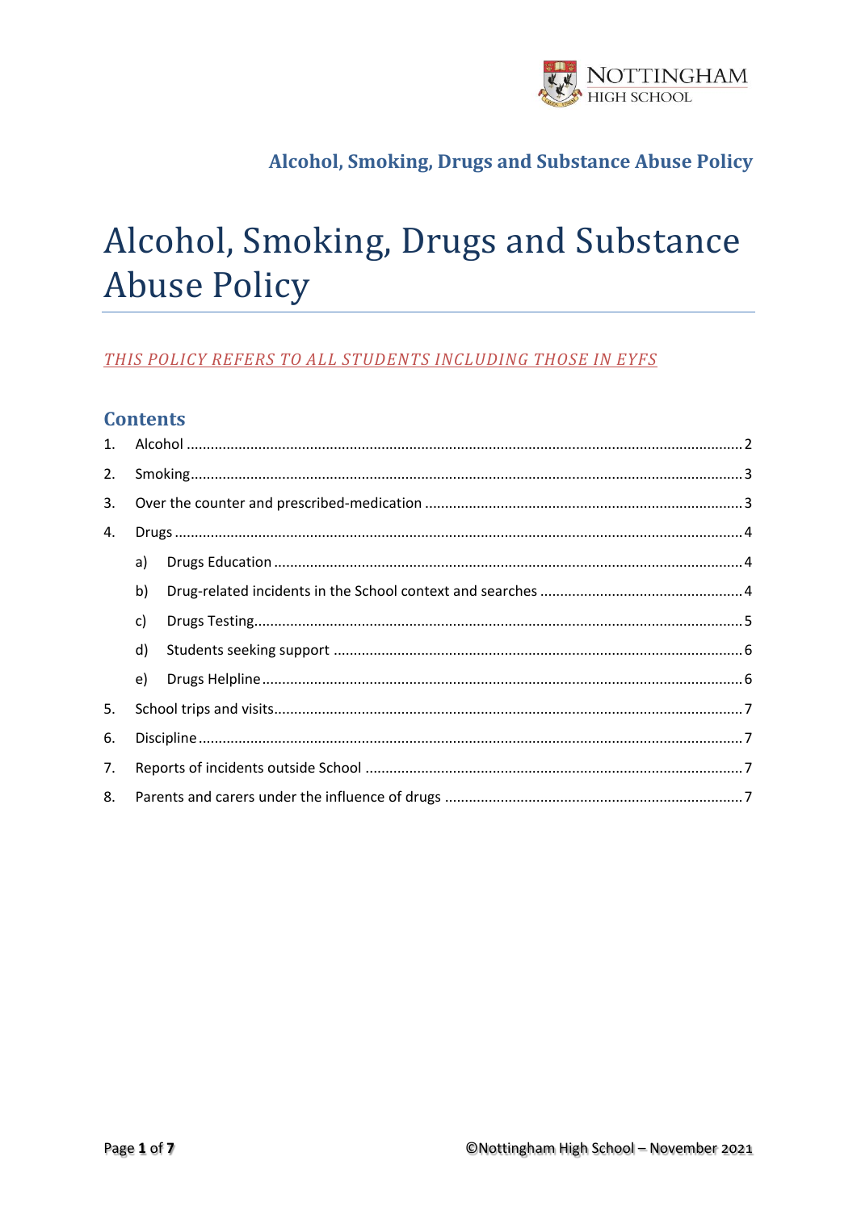# Alcohol, Smoking, Drugs and Substance Abuse Policy

*THIS POLICY REFERS TO ALL STUDENTS INCLUDING THOSE IN EYFS*

## Contents

1. Alcohol ..... 2
2. Smoking ..... 3
3. Over the counter and prescribed-medication ..... 3
4. Drugs ..... 4
   a) Drugs Education ..... 4
   b) Drug-related incidents in the School context and searches ..... 4
   c) Drugs Testing ..... 5
   d) Students seeking support ..... 6
   e) Drugs Helpline ..... 6
5. School trips and visits ..... 7
6. Discipline ..... 7
7. Reports of incidents outside School ..... 7
8. Parents and carers under the influence of drugs ..... 7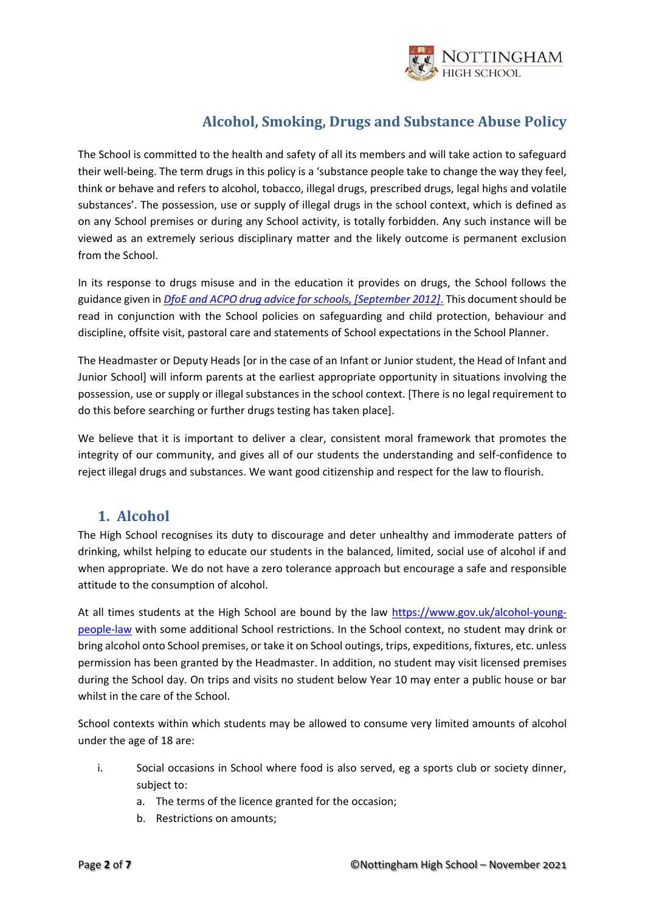# Alcohol, Smoking, Drugs and Substance Abuse Policy

The School is committed to the health and safety of all its members and will take action to safeguard their well-being. The term drugs in this policy is a 'substance people take to change the way they feel, think or behave and refers to alcohol, tobacco, illegal drugs, prescribed drugs, legal highs and volatile substances'. The possession, use or supply of illegal drugs in the school context, which is defined as on any School premises or during any School activity, is totally forbidden. Any such instance will be viewed as an extremely serious disciplinary matter and the likely outcome is permanent exclusion from the School.

In its response to drugs misuse and in the education it provides on drugs, the School follows the guidance given in *DfoE and ACPO drug advice for schools, [September 2012]*. This document should be read in conjunction with the School policies on safeguarding and child protection, behaviour and discipline, offsite visit, pastoral care and statements of School expectations in the School Planner.

The Headmaster or Deputy Heads [or in the case of an Infant or Junior student, the Head of Infant and Junior School] will inform parents at the earliest appropriate opportunity in situations involving the possession, use or supply or illegal substances in the school context. [There is no legal requirement to do this before searching or further drugs testing has taken place].

We believe that it is important to deliver a clear, consistent moral framework that promotes the integrity of our community, and gives all of our students the understanding and self-confidence to reject illegal drugs and substances. We want good citizenship and respect for the law to flourish.

## 1. Alcohol

The High School recognises its duty to discourage and deter unhealthy and immoderate paterns of drinking, whilst helping to educate our students in the balanced, limited, social use of alcohol if and when appropriate. We do not have a zero tolerance approach but encourage a safe and responsible attitude to the consumption of alcohol.

At all times students at the High School are bound by the law https://www.gov.uk/alcohol-young-people-law with some additional School restrictions. In the School context, no student may drink or bring alcohol onto School premises, or take it on School outings, trips, expeditions, fixtures, etc. unless permission has been granted by the Headmaster. In addition, no student may visit licensed premises during the School day. On trips and visits no student below Year 10 may enter a public house or bar whilst in the care of the School.

School contexts within which students may be allowed to consume very limited amounts of alcohol under the age of 18 are:

i. Social occasions in School where food is also served, eg a sports club or society dinner, subject to:
   a. The terms of the licence granted for the occasion;
   b. Restrictions on amounts;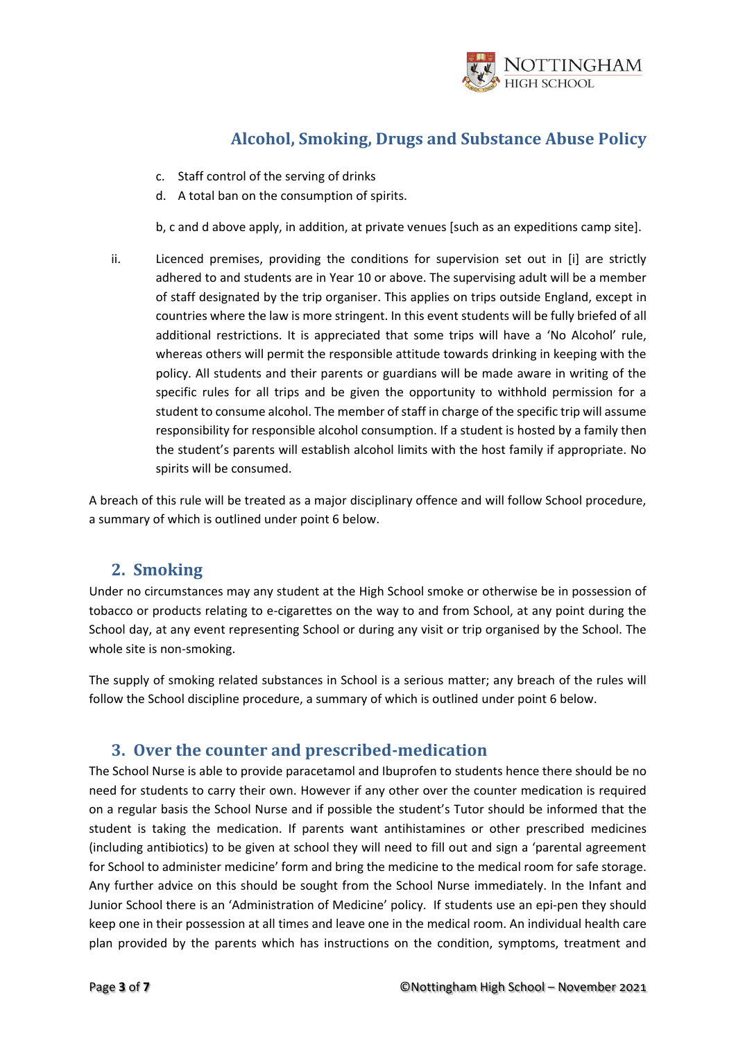c. Staff control of the serving of drinks
d. A total ban on the consumption of spirits.

b, c and d above apply, in addition, at private venues [such as an expeditions camp site].

ii. Licenced premises, providing the conditions for supervision set out in [i] are strictly adhered to and students are in Year 10 or above. The supervising adult will be a member of staff designated by the trip organiser. This applies on trips outside England, except in countries where the law is more stringent. In this event students will be fully briefed of all additional restrictions. It is appreciated that some trips will have a 'No Alcohol' rule, whereas others will permit the responsible attitude towards drinking in keeping with the policy. All students and their parents or guardians will be made aware in writing of the specific rules for all trips and be given the opportunity to withhold permission for a student to consume alcohol. The member of staff in charge of the specific trip will assume responsibility for responsible alcohol consumption. If a student is hosted by a family then the student's parents will establish alcohol limits with the host family if appropriate. No spirits will be consumed.

A breach of this rule will be treated as a major disciplinary offence and will follow School procedure, a summary of which is outlined under point 6 below.

## 2. Smoking

Under no circumstances may any student at the High School smoke or otherwise be in possession of tobacco or products relating to e-cigarettes on the way to and from School, at any point during the School day, at any event representing School or during any visit or trip organised by the School. The whole site is non-smoking.

The supply of smoking related substances in School is a serious matter; any breach of the rules will follow the School discipline procedure, a summary of which is outlined under point 6 below.

## 3. Over the counter and prescribed-medication

The School Nurse is able to provide paracetamol and Ibuprofen to students hence there should be no need for students to carry their own. However if any other over the counter medication is required on a regular basis the School Nurse and if possible the student's Tutor should be informed that the student is taking the medication. If parents want antihistamines or other prescribed medicines (including antibiotics) to be given at school they will need to fill out and sign a 'parental agreement for School to administer medicine' form and bring the medicine to the medical room for safe storage. Any further advice on this should be sought from the School Nurse immediately. In the Infant and Junior School there is an 'Administration of Medicine' policy. If students use an epi-pen they should keep one in their possession at all times and leave one in the medical room. An individual health care plan provided by the parents which has instructions on the condition, symptoms, treatment and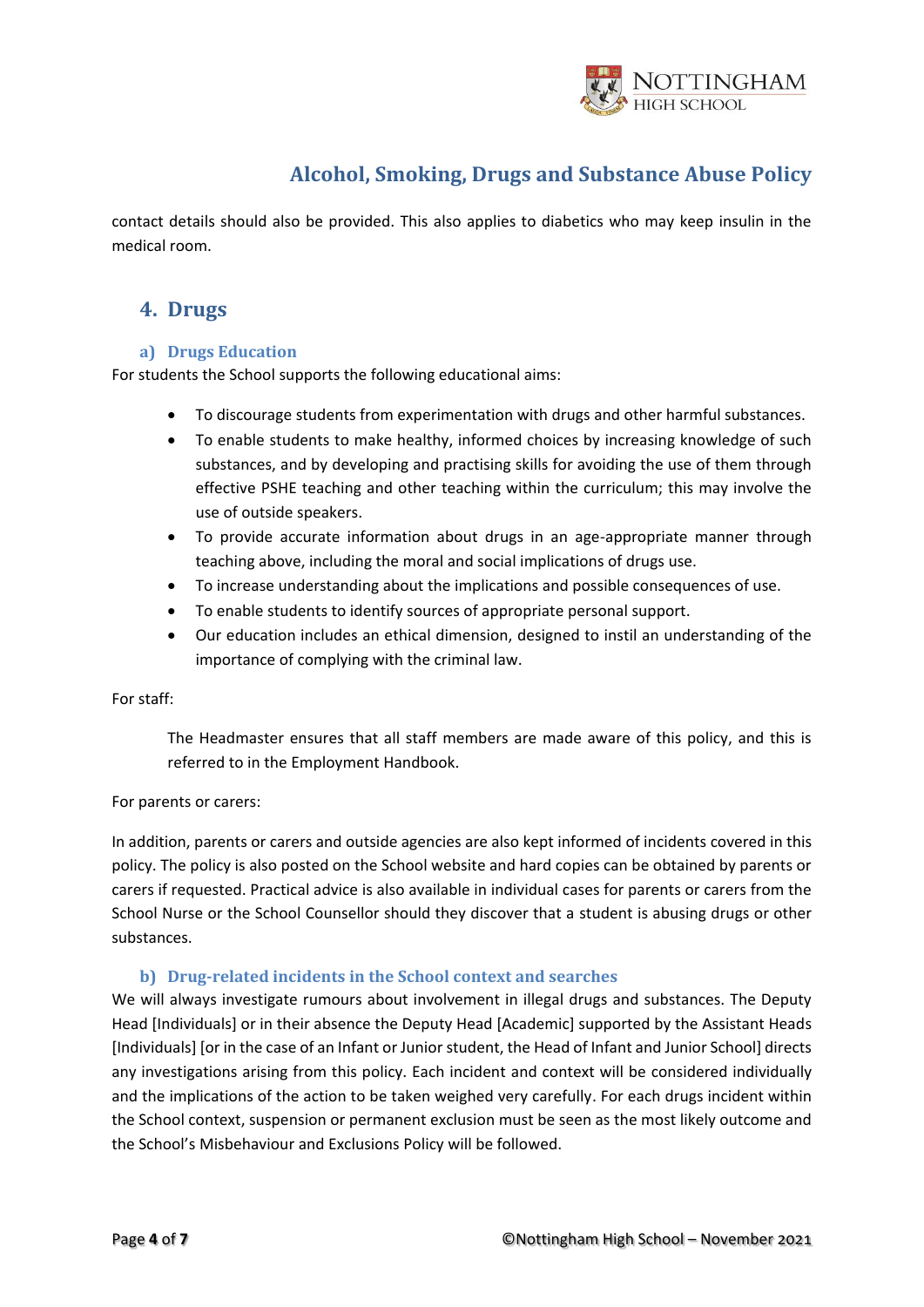contact details should also be provided. This also applies to diabetics who may keep insulin in the medical room.

## 4. Drugs

### a) Drugs Education

For students the School supports the following educational aims:

- To discourage students from experimentation with drugs and other harmful substances.
- To enable students to make healthy, informed choices by increasing knowledge of such substances, and by developing and practising skills for avoiding the use of them through effective PSHE teaching and other teaching within the curriculum; this may involve the use of outside speakers.
- To provide accurate information about drugs in an age-appropriate manner through teaching above, including the moral and social implications of drugs use.
- To increase understanding about the implications and possible consequences of use.
- To enable students to identify sources of appropriate personal support.
- Our education includes an ethical dimension, designed to instil an understanding of the importance of complying with the criminal law.

For staff:

The Headmaster ensures that all staff members are made aware of this policy, and this is referred to in the Employment Handbook.

For parents or carers:

In addition, parents or carers and outside agencies are also kept informed of incidents covered in this policy. The policy is also posted on the School website and hard copies can be obtained by parents or carers if requested. Practical advice is also available in individual cases for parents or carers from the School Nurse or the School Counsellor should they discover that a student is abusing drugs or other substances.

### b) Drug-related incidents in the School context and searches

We will always investigate rumours about involvement in illegal drugs and substances. The Deputy Head [Individuals] or in their absence the Deputy Head [Academic] supported by the Assistant Heads [Individuals] [or in the case of an Infant or Junior student, the Head of Infant and Junior School] directs any investigations arising from this policy. Each incident and context will be considered individually and the implications of the action to be taken weighed very carefully. For each drugs incident within the School context, suspension or permanent exclusion must be seen as the most likely outcome and the School's Misbehaviour and Exclusions Policy will be followed.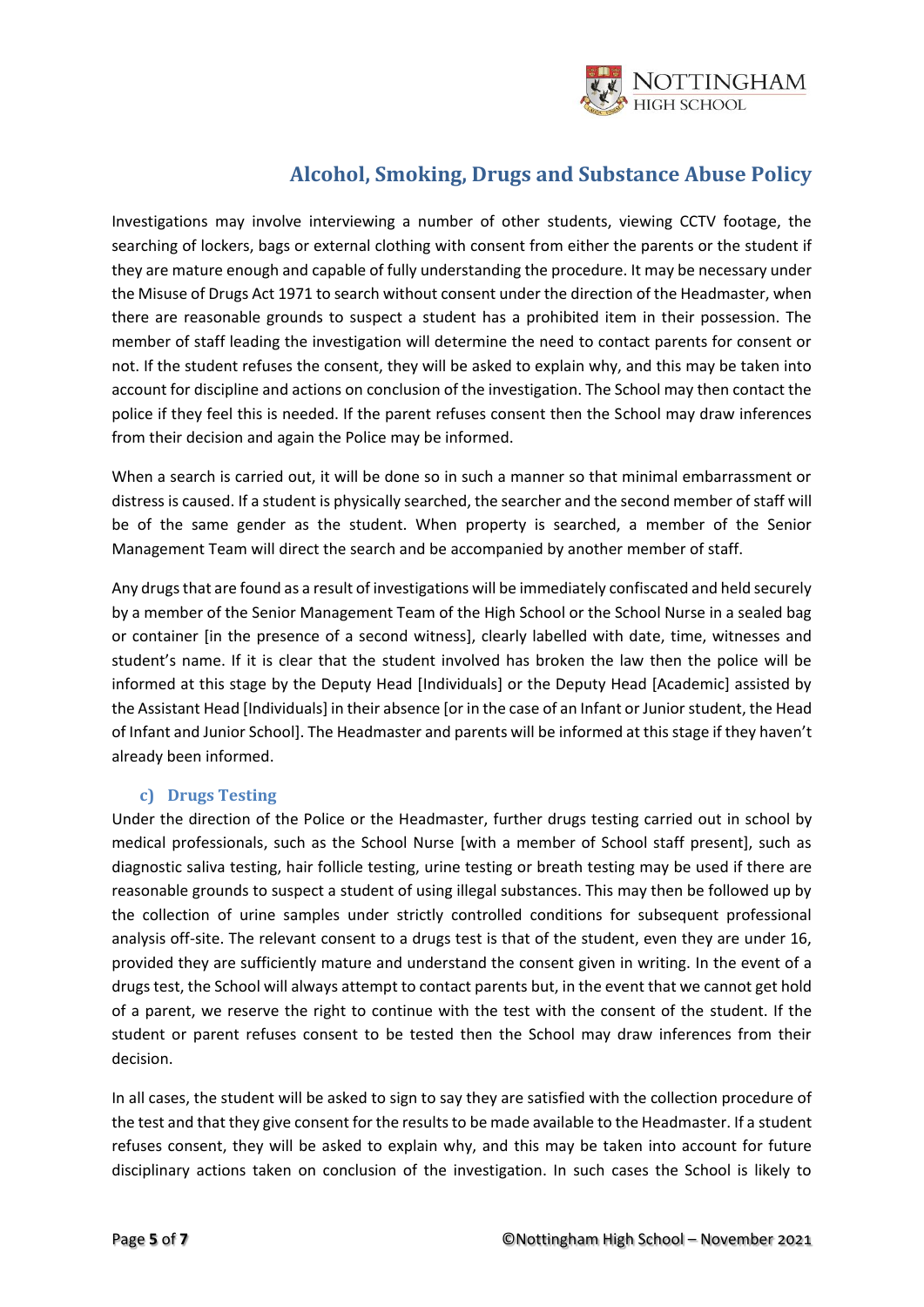Investigations may involve interviewing a number of other students, viewing CCTV footage, the searching of lockers, bags or external clothing with consent from either the parents or the student if they are mature enough and capable of fully understanding the procedure. It may be necessary under the Misuse of Drugs Act 1971 to search without consent under the direction of the Headmaster, when there are reasonable grounds to suspect a student has a prohibited item in their possession. The member of staff leading the investigation will determine the need to contact parents for consent or not. If the student refuses the consent, they will be asked to explain why, and this may be taken into account for discipline and actions on conclusion of the investigation. The School may then contact the police if they feel this is needed. If the parent refuses consent then the School may draw inferences from their decision and again the Police may be informed.

When a search is carried out, it will be done so in such a manner so that minimal embarrassment or distress is caused. If a student is physically searched, the searcher and the second member of staff will be of the same gender as the student. When property is searched, a member of the Senior Management Team will direct the search and be accompanied by another member of staff.

Any drugs that are found as a result of investigations will be immediately confiscated and held securely by a member of the Senior Management Team of the High School or the School Nurse in a sealed bag or container [in the presence of a second witness], clearly labelled with date, time, witnesses and student's name. If it is clear that the student involved has broken the law then the police will be informed at this stage by the Deputy Head [Individuals] or the Deputy Head [Academic] assisted by the Assistant Head [Individuals] in their absence [or in the case of an Infant or Junior student, the Head of Infant and Junior School]. The Headmaster and parents will be informed at this stage if they haven't already been informed.

### c) Drugs Testing

Under the direction of the Police or the Headmaster, further drugs testing carried out in school by medical professionals, such as the School Nurse [with a member of School staff present], such as diagnostic saliva testing, hair follicle testing, urine testing or breath testing may be used if there are reasonable grounds to suspect a student of using illegal substances. This may then be followed up by the collection of urine samples under strictly controlled conditions for subsequent professional analysis off-site. The relevant consent to a drugs test is that of the student, even they are under 16, provided they are sufficiently mature and understand the consent given in writing. In the event of a drugs test, the School will always attempt to contact parents but, in the event that we cannot get hold of a parent, we reserve the right to continue with the test with the consent of the student. If the student or parent refuses consent to be tested then the School may draw inferences from their decision.

In all cases, the student will be asked to sign to say they are satisfied with the collection procedure of the test and that they give consent for the results to be made available to the Headmaster. If a student refuses consent, they will be asked to explain why, and this may be taken into account for future disciplinary actions taken on conclusion of the investigation. In such cases the School is likely to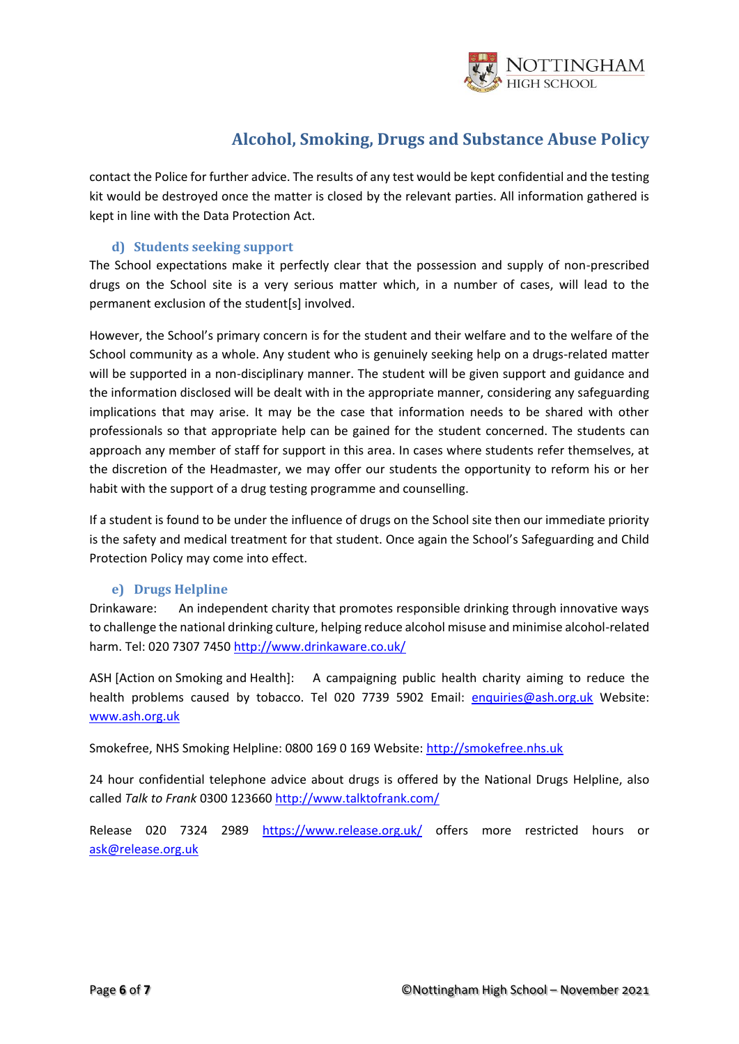contact the Police for further advice. The results of any test would be kept confidential and the testing kit would be destroyed once the matter is closed by the relevant parties. All information gathered is kept in line with the Data Protection Act.

### d) Students seeking support

The School expectations make it perfectly clear that the possession and supply of non-prescribed drugs on the School site is a very serious matter which, in a number of cases, will lead to the permanent exclusion of the student[s] involved.

However, the School's primary concern is for the student and their welfare and to the welfare of the School community as a whole. Any student who is genuinely seeking help on a drugs-related matter will be supported in a non-disciplinary manner. The student will be given support and guidance and the information disclosed will be dealt with in the appropriate manner, considering any safeguarding implications that may arise. It may be the case that information needs to be shared with other professionals so that appropriate help can be gained for the student concerned. The students can approach any member of staff for support in this area. In cases where students refer themselves, at the discretion of the Headmaster, we may offer our students the opportunity to reform his or her habit with the support of a drug testing programme and counselling.

If a student is found to be under the influence of drugs on the School site then our immediate priority is the safety and medical treatment for that student. Once again the School's Safeguarding and Child Protection Policy may come into effect.

### e) Drugs Helpline

Drinkaware: An independent charity that promotes responsible drinking through innovative ways to challenge the national drinking culture, helping reduce alcohol misuse and minimise alcohol-related harm. Tel: 020 7307 7450 http://www.drinkaware.co.uk/

ASH [Action on Smoking and Health]: A campaigning public health charity aiming to reduce the health problems caused by tobacco. Tel 020 7739 5902 Email: enquiries@ash.org.uk Website: www.ash.org.uk

Smokefree, NHS Smoking Helpline: 0800 169 0 169 Website: http://smokefree.nhs.uk

24 hour confidential telephone advice about drugs is offered by the National Drugs Helpline, also called *Talk to Frank* 0300 123660 http://www.talktofrank.com/

Release 020 7324 2989 https://www.release.org.uk/ offers more restricted hours or ask@release.org.uk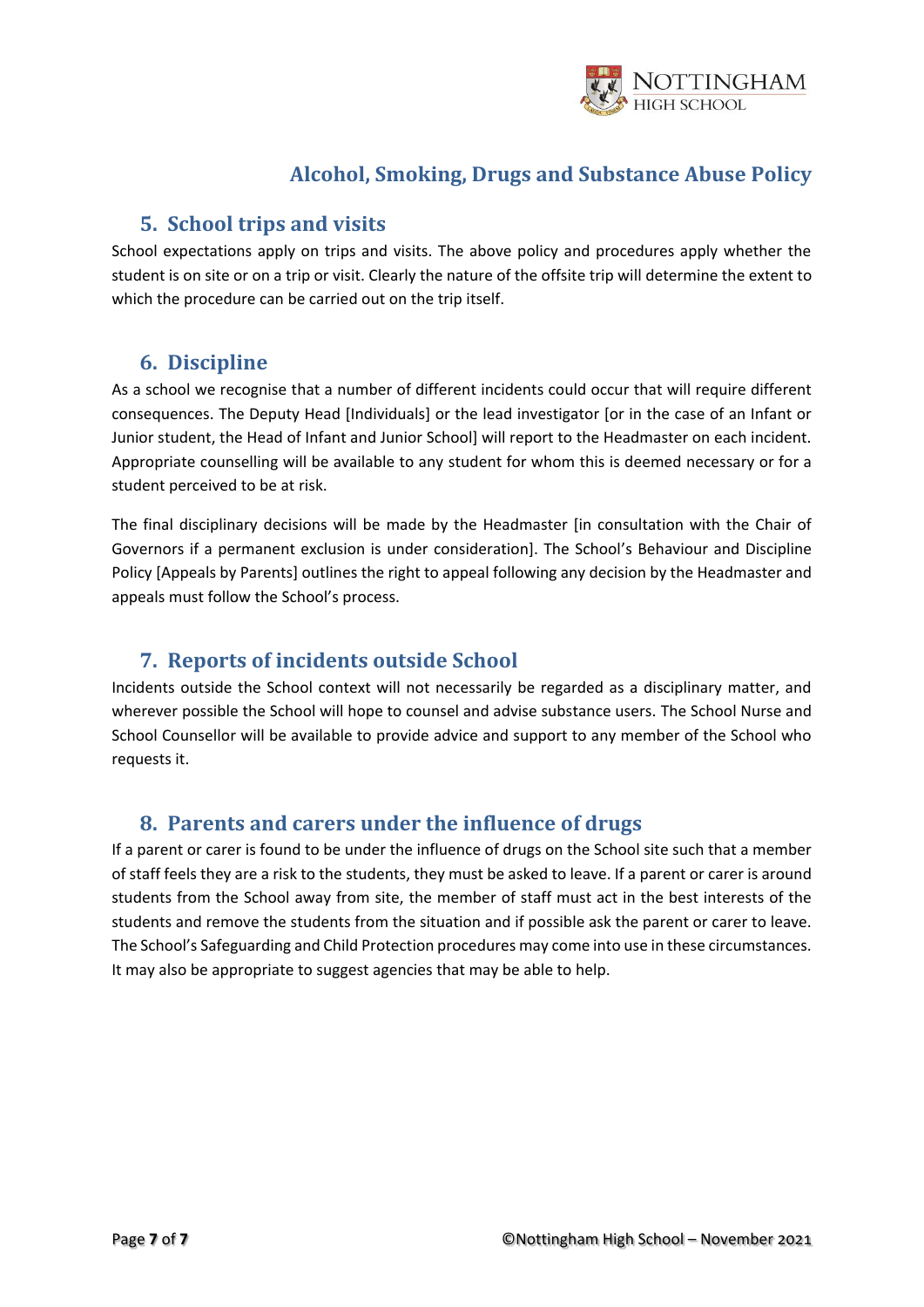## 5. School trips and visits

School expectations apply on trips and visits. The above policy and procedures apply whether the student is on site or on a trip or visit. Clearly the nature of the offsite trip will determine the extent to which the procedure can be carried out on the trip itself.

## 6. Discipline

As a school we recognise that a number of different incidents could occur that will require different consequences. The Deputy Head [Individuals] or the lead investigator [or in the case of an Infant or Junior student, the Head of Infant and Junior School] will report to the Headmaster on each incident. Appropriate counselling will be available to any student for whom this is deemed necessary or for a student perceived to be at risk.

The final disciplinary decisions will be made by the Headmaster [in consultation with the Chair of Governors if a permanent exclusion is under consideration]. The School's Behaviour and Discipline Policy [Appeals by Parents] outlines the right to appeal following any decision by the Headmaster and appeals must follow the School's process.

## 7. Reports of incidents outside School

Incidents outside the School context will not necessarily be regarded as a disciplinary matter, and wherever possible the School will hope to counsel and advise substance users. The School Nurse and School Counsellor will be available to provide advice and support to any member of the School who requests it.

## 8. Parents and carers under the influence of drugs

If a parent or carer is found to be under the influence of drugs on the School site such that a member of staff feels they are a risk to the students, they must be asked to leave. If a parent or carer is around students from the School away from site, the member of staff must act in the best interests of the students and remove the students from the situation and if possible ask the parent or carer to leave. The School's Safeguarding and Child Protection procedures may come into use in these circumstances. It may also be appropriate to suggest agencies that may be able to help.